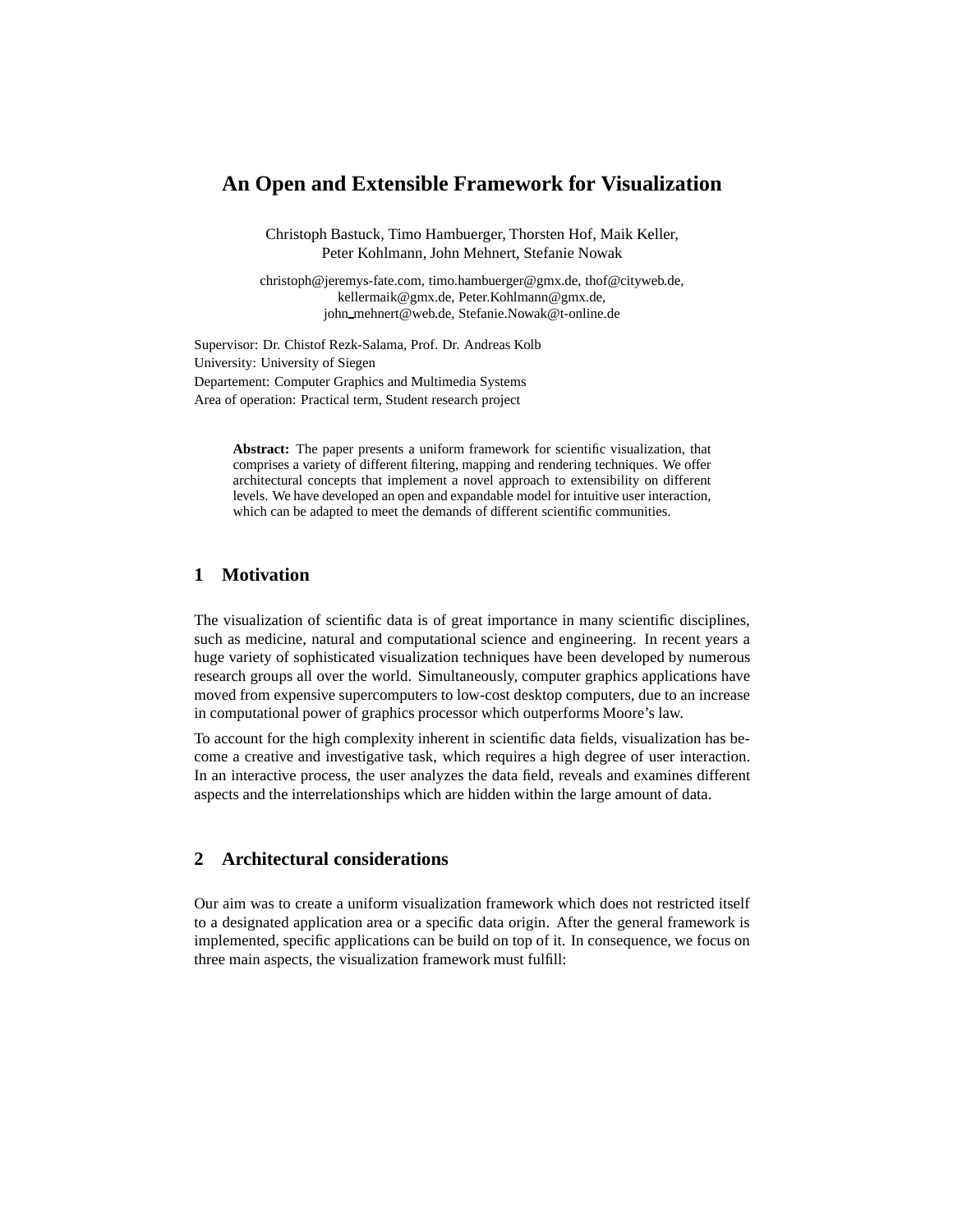# An Open and Extensible Framework for Visualization

Christoph Bastuck, Timo Hambuerger, Thorsten Hof, Maik Keller, Peter Kohlmann, John Mehnert, Stefanie Nowak

christoph@jeremys-fate.com, timo.hambuerger@gmx.de, thof@cityweb.de, kellermaik@gmx.de, Peter.Kohlmann@gmx.de, john_mehnert@web.de, Stefanie.Nowak@t-online.de

Supervisor: Dr. Chistof Rezk-Salama, Prof. Dr. Andreas Kolb
University: University of Siegen
Departement: Computer Graphics and Multimedia Systems
Area of operation: Practical term, Student research project

**Abstract:** The paper presents a uniform framework for scientific visualization, that comprises a variety of different filtering, mapping and rendering techniques. We offer architectural concepts that implement a novel approach to extensibility on different levels. We have developed an open and expandable model for intuitive user interaction, which can be adapted to meet the demands of different scientific communities.

## 1 Motivation

The visualization of scientific data is of great importance in many scientific disciplines, such as medicine, natural and computational science and engineering. In recent years a huge variety of sophisticated visualization techniques have been developed by numerous research groups all over the world. Simultaneously, computer graphics applications have moved from expensive supercomputers to low-cost desktop computers, due to an increase in computational power of graphics processor which outperforms Moore's law.

To account for the high complexity inherent in scientific data fields, visualization has become a creative and investigative task, which requires a high degree of user interaction. In an interactive process, the user analyzes the data field, reveals and examines different aspects and the interrelationships which are hidden within the large amount of data.

## 2 Architectural considerations

Our aim was to create a uniform visualization framework which does not restricted itself to a designated application area or a specific data origin. After the general framework is implemented, specific applications can be build on top of it. In consequence, we focus on three main aspects, the visualization framework must fulfill: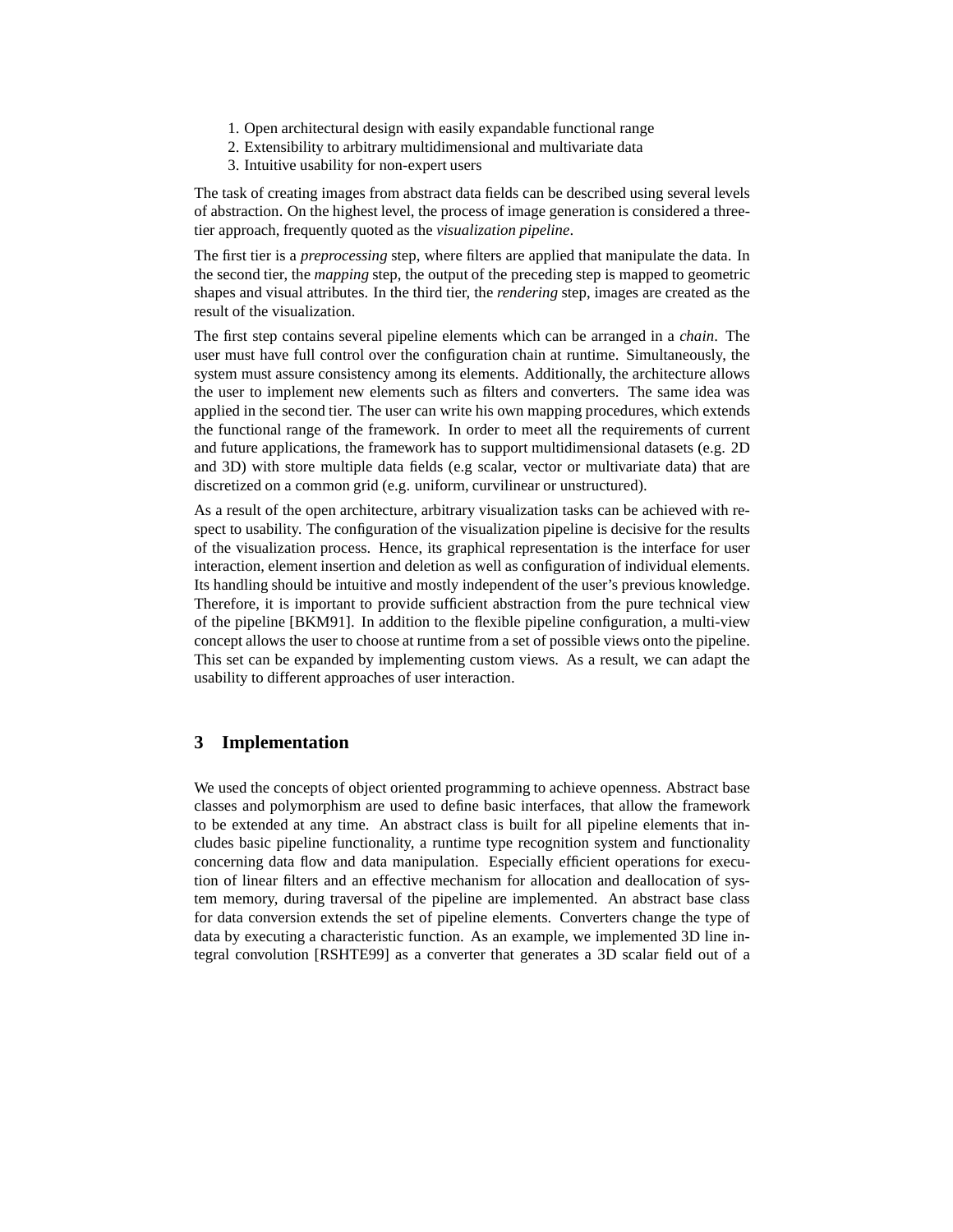1. Open architectural design with easily expandable functional range
2. Extensibility to arbitrary multidimensional and multivariate data
3. Intuitive usability for non-expert users

The task of creating images from abstract data fields can be described using several levels of abstraction. On the highest level, the process of image generation is considered a three-tier approach, frequently quoted as the *visualization pipeline*.

The first tier is a *preprocessing* step, where filters are applied that manipulate the data. In the second tier, the *mapping* step, the output of the preceding step is mapped to geometric shapes and visual attributes. In the third tier, the *rendering* step, images are created as the result of the visualization.

The first step contains several pipeline elements which can be arranged in a *chain*. The user must have full control over the configuration chain at runtime. Simultaneously, the system must assure consistency among its elements. Additionally, the architecture allows the user to implement new elements such as filters and converters. The same idea was applied in the second tier. The user can write his own mapping procedures, which extends the functional range of the framework. In order to meet all the requirements of current and future applications, the framework has to support multidimensional datasets (e.g. 2D and 3D) with store multiple data fields (e.g scalar, vector or multivariate data) that are discretized on a common grid (e.g. uniform, curvilinear or unstructured).

As a result of the open architecture, arbitrary visualization tasks can be achieved with respect to usability. The configuration of the visualization pipeline is decisive for the results of the visualization process. Hence, its graphical representation is the interface for user interaction, element insertion and deletion as well as configuration of individual elements. Its handling should be intuitive and mostly independent of the user's previous knowledge. Therefore, it is important to provide sufficient abstraction from the pure technical view of the pipeline [BKM91]. In addition to the flexible pipeline configuration, a multi-view concept allows the user to choose at runtime from a set of possible views onto the pipeline. This set can be expanded by implementing custom views. As a result, we can adapt the usability to different approaches of user interaction.

## 3 Implementation

We used the concepts of object oriented programming to achieve openness. Abstract base classes and polymorphism are used to define basic interfaces, that allow the framework to be extended at any time. An abstract class is built for all pipeline elements that includes basic pipeline functionality, a runtime type recognition system and functionality concerning data flow and data manipulation. Especially efficient operations for execution of linear filters and an effective mechanism for allocation and deallocation of system memory, during traversal of the pipeline are implemented. An abstract base class for data conversion extends the set of pipeline elements. Converters change the type of data by executing a characteristic function. As an example, we implemented 3D line integral convolution [RSHTE99] as a converter that generates a 3D scalar field out of a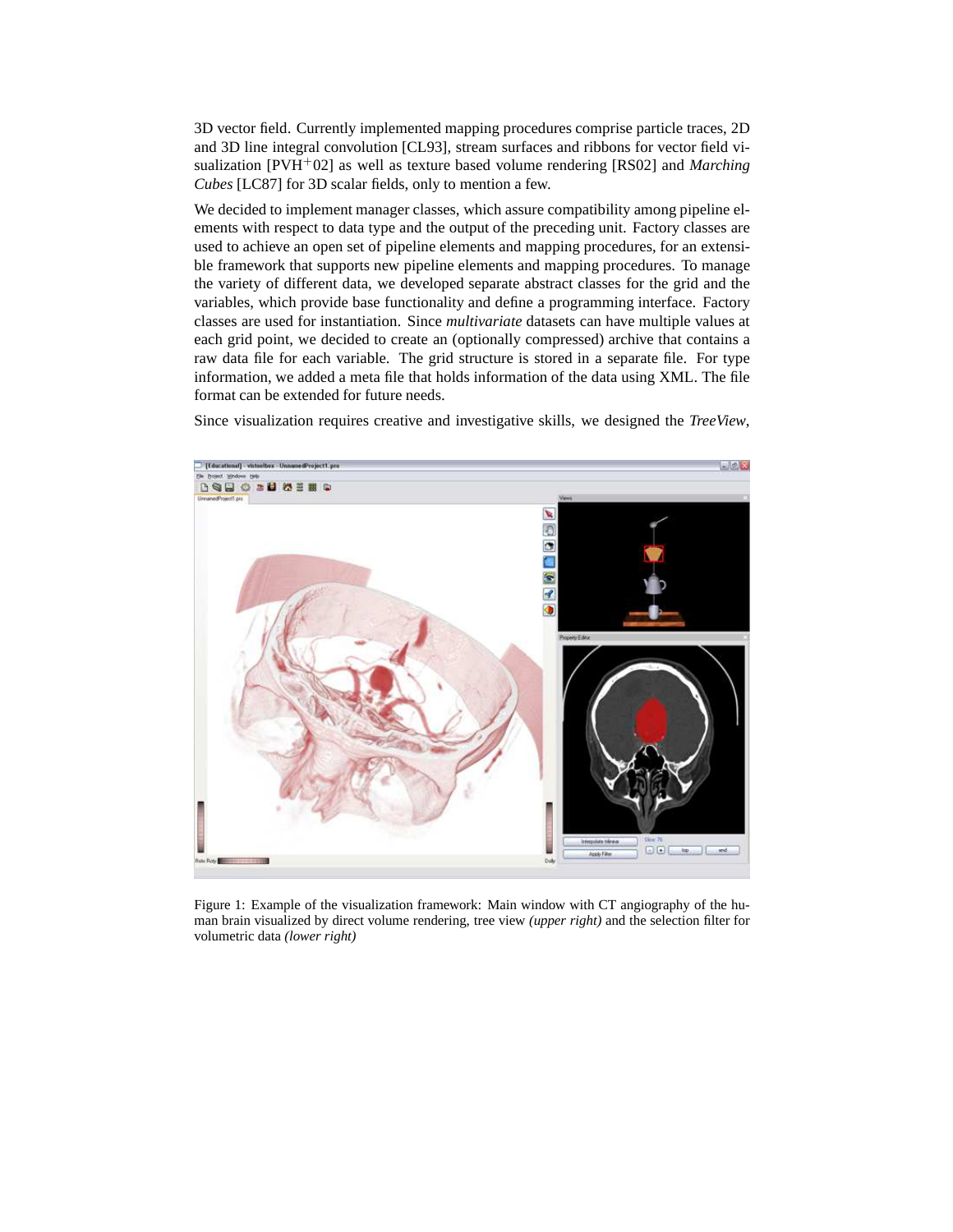3D vector field. Currently implemented mapping procedures comprise particle traces, 2D and 3D line integral convolution [CL93], stream surfaces and ribbons for vector field visualization [PVH$^{+}$02] as well as texture based volume rendering [RS02] and *Marching Cubes* [LC87] for 3D scalar fields, only to mention a few.

We decided to implement manager classes, which assure compatibility among pipeline elements with respect to data type and the output of the preceding unit. Factory classes are used to achieve an open set of pipeline elements and mapping procedures, for an extensible framework that supports new pipeline elements and mapping procedures. To manage the variety of different data, we developed separate abstract classes for the grid and the variables, which provide base functionality and define a programming interface. Factory classes are used for instantiation. Since *multivariate* datasets can have multiple values at each grid point, we decided to create an (optionally compressed) archive that contains a raw data file for each variable. The grid structure is stored in a separate file. For type information, we added a meta file that holds information of the data using XML. The file format can be extended for future needs.

Since visualization requires creative and investigative skills, we designed the *TreeView*,

Figure 1: Example of the visualization framework: Main window with CT angiography of the human brain visualized by direct volume rendering, tree view *(upper right)* and the selection filter for volumetric data *(lower right)*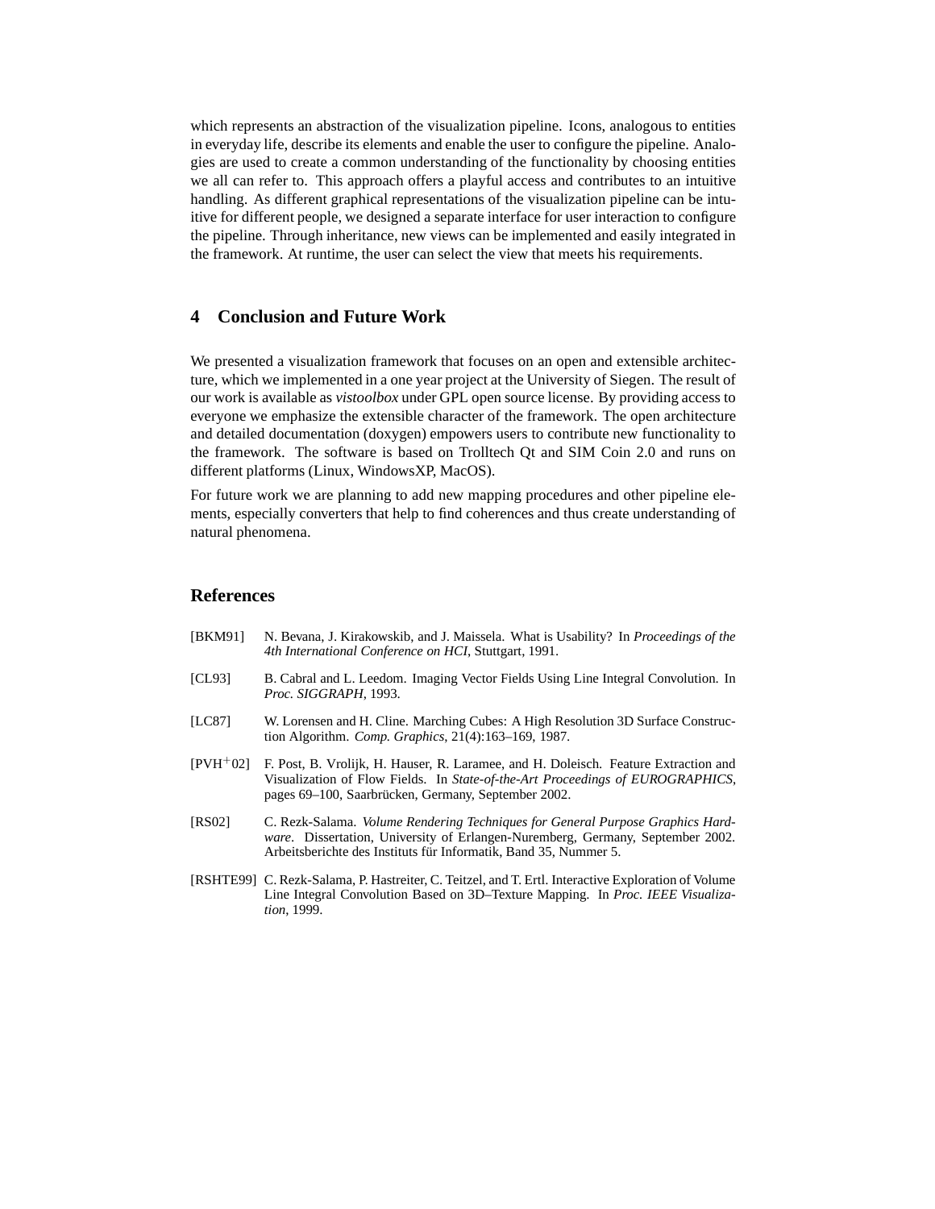which represents an abstraction of the visualization pipeline. Icons, analogous to entities in everyday life, describe its elements and enable the user to configure the pipeline. Analogies are used to create a common understanding of the functionality by choosing entities we all can refer to. This approach offers a playful access and contributes to an intuitive handling. As different graphical representations of the visualization pipeline can be intuitive for different people, we designed a separate interface for user interaction to configure the pipeline. Through inheritance, new views can be implemented and easily integrated in the framework. At runtime, the user can select the view that meets his requirements.

## 4 Conclusion and Future Work

We presented a visualization framework that focuses on an open and extensible architecture, which we implemented in a one year project at the University of Siegen. The result of our work is available as *vistoolbox* under GPL open source license. By providing access to everyone we emphasize the extensible character of the framework. The open architecture and detailed documentation (doxygen) empowers users to contribute new functionality to the framework. The software is based on Trolltech Qt and SIM Coin 2.0 and runs on different platforms (Linux, WindowsXP, MacOS).

For future work we are planning to add new mapping procedures and other pipeline elements, especially converters that help to find coherences and thus create understanding of natural phenomena.

## References

[BKM91] N. Bevana, J. Kirakowskib, and J. Maissela. What is Usability? In *Proceedings of the 4th International Conference on HCI*, Stuttgart, 1991.

[CL93] B. Cabral and L. Leedom. Imaging Vector Fields Using Line Integral Convolution. In *Proc. SIGGRAPH*, 1993.

[LC87] W. Lorensen and H. Cline. Marching Cubes: A High Resolution 3D Surface Construction Algorithm. *Comp. Graphics*, 21(4):163–169, 1987.

[PVH+02] F. Post, B. Vrolijk, H. Hauser, R. Laramee, and H. Doleisch. Feature Extraction and Visualization of Flow Fields. In *State-of-the-Art Proceedings of EUROGRAPHICS*, pages 69–100, Saarbrücken, Germany, September 2002.

[RS02] C. Rezk-Salama. *Volume Rendering Techniques for General Purpose Graphics Hardware*. Dissertation, University of Erlangen-Nuremberg, Germany, September 2002. Arbeitsberichte des Instituts für Informatik, Band 35, Nummer 5.

[RSHTE99] C. Rezk-Salama, P. Hastreiter, C. Teitzel, and T. Ertl. Interactive Exploration of Volume Line Integral Convolution Based on 3D–Texture Mapping. In *Proc. IEEE Visualization*, 1999.